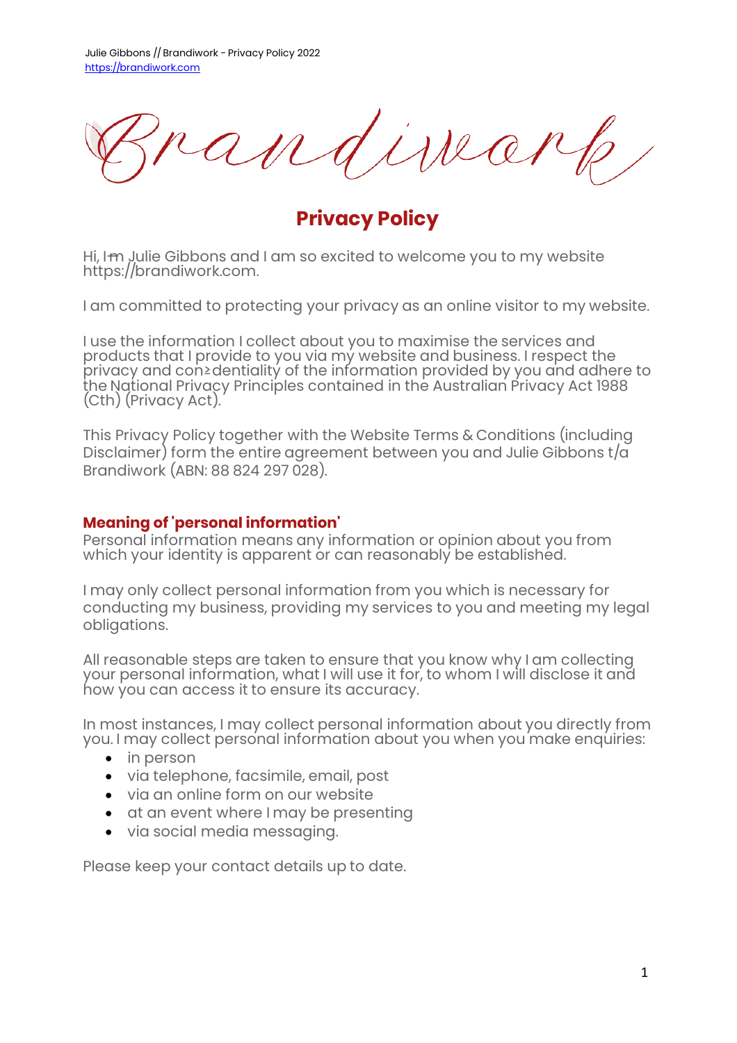Julie Gibbons // Brandiwork - Privacy Policy 2022
https://brandiwork.com

Brandiwork

# Privacy Policy

Hi, I'm Julie Gibbons and I am so excited to welcome you to my website https://brandiwork.com.

I am committed to protecting your privacy as an online visitor to my website.

I use the information I collect about you to maximise the services and products that I provide to you via my website and business. I respect the privacy and confidentiality of the information provided by you and adhere to the National Privacy Principles contained in the Australian Privacy Act 1988 (Cth) (Privacy Act).

This Privacy Policy together with the Website Terms & Conditions (including Disclaimer) form the entire agreement between you and Julie Gibbons t/a Brandiwork (ABN: 88 824 297 028).

## Meaning of 'personal information'

Personal information means any information or opinion about you from which your identity is apparent or can reasonably be established.

I may only collect personal information from you which is necessary for conducting my business, providing my services to you and meeting my legal obligations.

All reasonable steps are taken to ensure that you know why I am collecting your personal information, what I will use it for, to whom I will disclose it and how you can access it to ensure its accuracy.

In most instances, I may collect personal information about you directly from you. I may collect personal information about you when you make enquiries:

- in person
- via telephone, facsimile, email, post
- via an online form on our website
- at an event where I may be presenting
- via social media messaging.

Please keep your contact details up to date.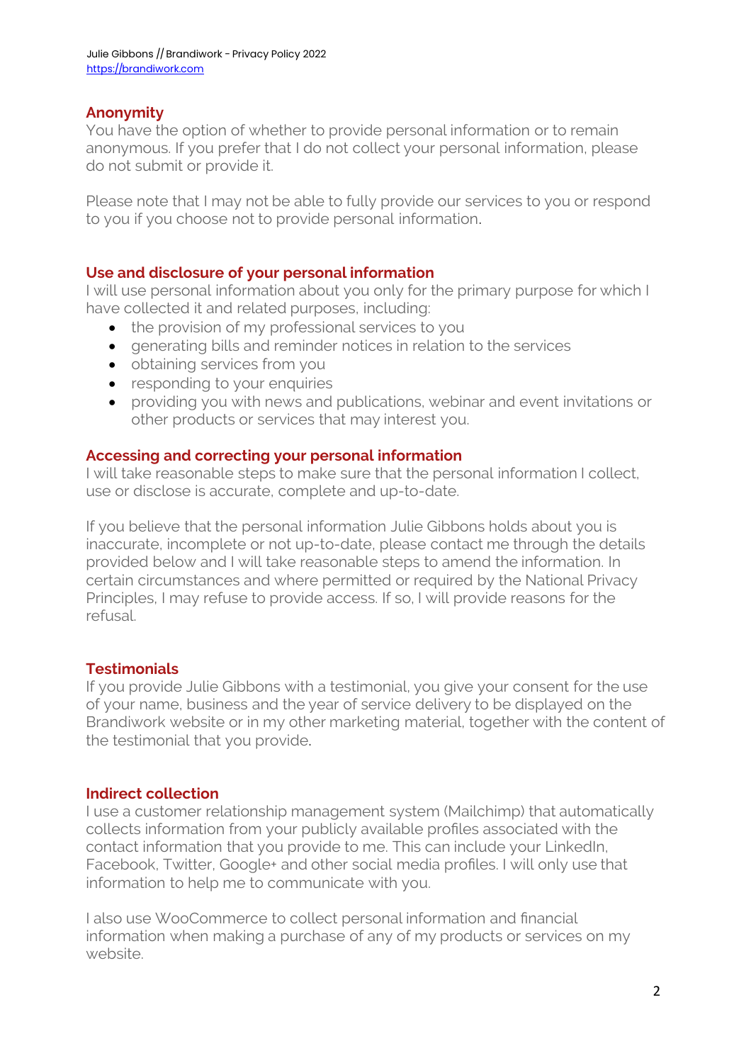## Anonymity

You have the option of whether to provide personal information or to remain anonymous. If you prefer that I do not collect your personal information, please do not submit or provide it.

Please note that I may not be able to fully provide our services to you or respond to you if you choose not to provide personal information.

## Use and disclosure of your personal information

I will use personal information about you only for the primary purpose for which I have collected it and related purposes, including:

- the provision of my professional services to you
- generating bills and reminder notices in relation to the services
- obtaining services from you
- responding to your enquiries
- providing you with news and publications, webinar and event invitations or other products or services that may interest you.

## Accessing and correcting your personal information

I will take reasonable steps to make sure that the personal information I collect, use or disclose is accurate, complete and up-to-date.

If you believe that the personal information Julie Gibbons holds about you is inaccurate, incomplete or not up-to-date, please contact me through the details provided below and I will take reasonable steps to amend the information. In certain circumstances and where permitted or required by the National Privacy Principles, I may refuse to provide access. If so, I will provide reasons for the refusal.

## Testimonials

If you provide Julie Gibbons with a testimonial, you give your consent for the use of your name, business and the year of service delivery to be displayed on the Brandiwork website or in my other marketing material, together with the content of the testimonial that you provide.

## Indirect collection

I use a customer relationship management system (Mailchimp) that automatically collects information from your publicly available profiles associated with the contact information that you provide to me. This can include your LinkedIn, Facebook, Twitter, Google+ and other social media profiles. I will only use that information to help me to communicate with you.

I also use WooCommerce to collect personal information and financial information when making a purchase of any of my products or services on my website.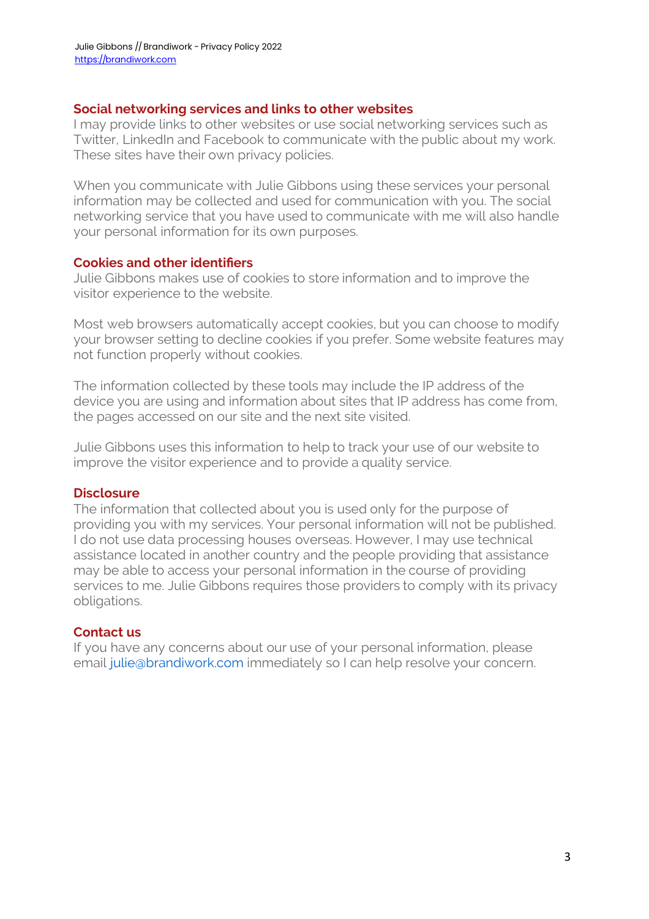## Social networking services and links to other websites

I may provide links to other websites or use social networking services such as Twitter, LinkedIn and Facebook to communicate with the public about my work. These sites have their own privacy policies.

When you communicate with Julie Gibbons using these services your personal information may be collected and used for communication with you. The social networking service that you have used to communicate with me will also handle your personal information for its own purposes.

## Cookies and other identifiers

Julie Gibbons makes use of cookies to store information and to improve the visitor experience to the website.

Most web browsers automatically accept cookies, but you can choose to modify your browser setting to decline cookies if you prefer. Some website features may not function properly without cookies.

The information collected by these tools may include the IP address of the device you are using and information about sites that IP address has come from, the pages accessed on our site and the next site visited.

Julie Gibbons uses this information to help to track your use of our website to improve the visitor experience and to provide a quality service.

## Disclosure

The information that collected about you is used only for the purpose of providing you with my services. Your personal information will not be published. I do not use data processing houses overseas. However, I may use technical assistance located in another country and the people providing that assistance may be able to access your personal information in the course of providing services to me. Julie Gibbons requires those providers to comply with its privacy obligations.

## Contact us

If you have any concerns about our use of your personal information, please email julie@brandiwork.com immediately so I can help resolve your concern.